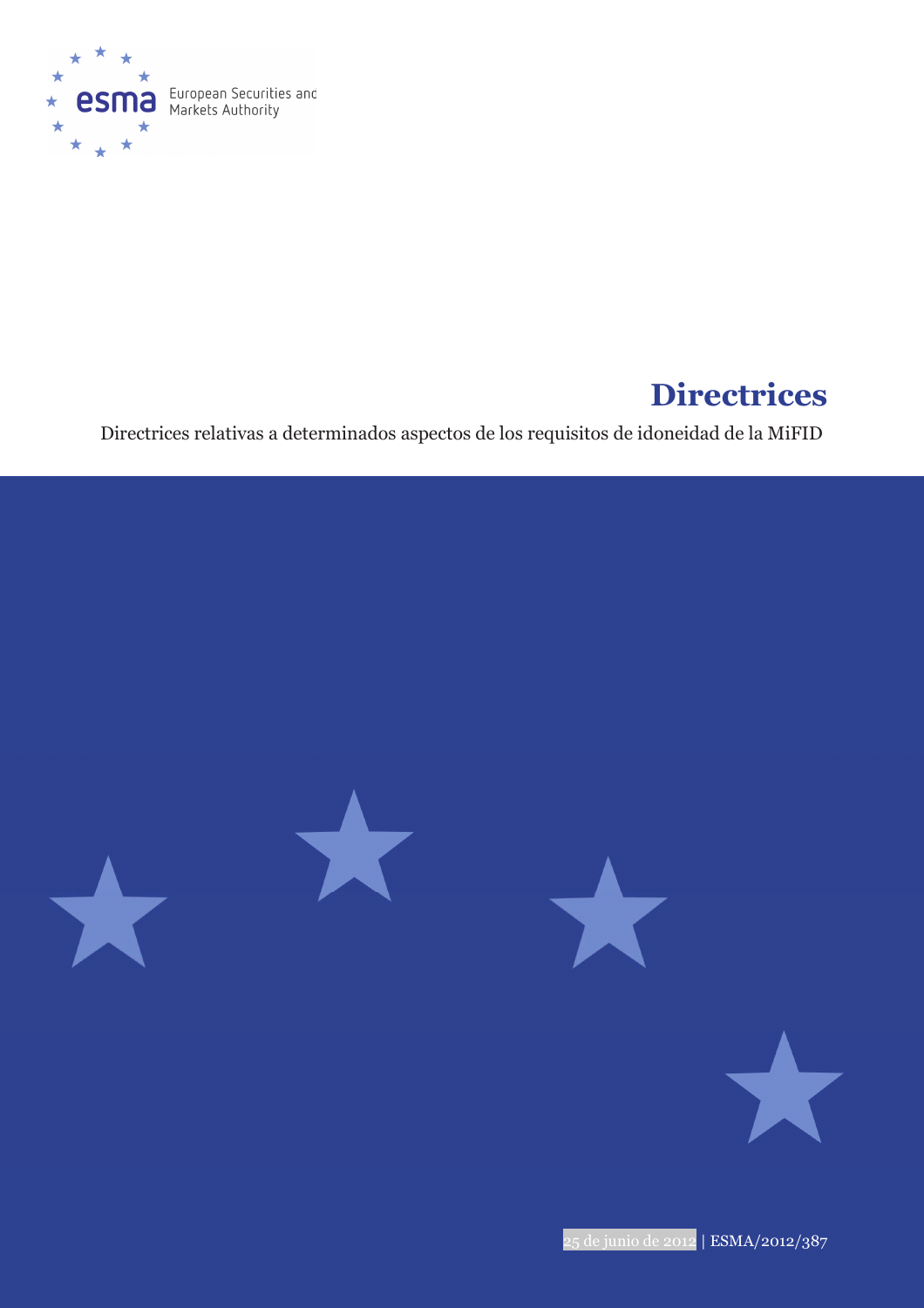European Securities and Markets Authority

# Directrices

Directrices relativas a determinados aspectos de los requisitos de idoneidad de la MiFID

25 de junio de 2012 | ESMA/2012/387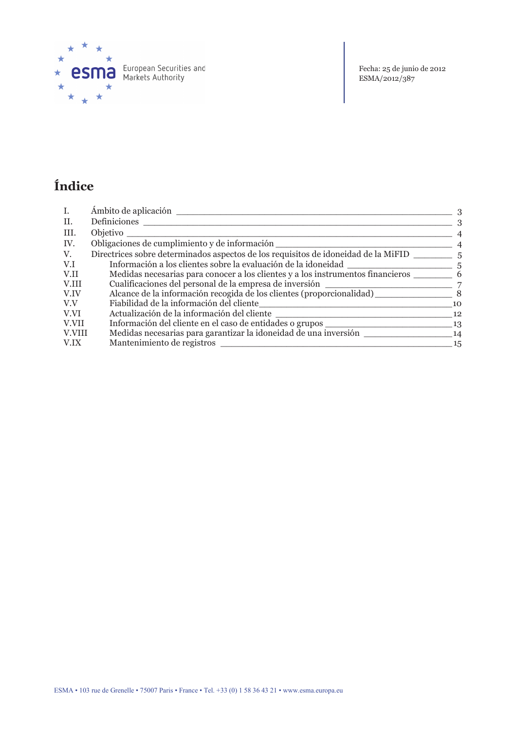European Securities and Markets Authority

Fecha: 25 de junio de 2012
ESMA/2012/387

# Índice

| | | |
|---|---|---|
| I. | Ámbito de aplicación | 3 |
| II. | Definiciones | 3 |
| III. | Objetivo | 4 |
| IV. | Obligaciones de cumplimiento y de información | 4 |
| V. | Directrices sobre determinados aspectos de los requisitos de idoneidad de la MiFID | 5 |
| V.I | Información a los clientes sobre la evaluación de la idoneidad | 5 |
| V.II | Medidas necesarias para conocer a los clientes y a los instrumentos financieros | 6 |
| V.III | Cualificaciones del personal de la empresa de inversión | 7 |
| V.IV | Alcance de la información recogida de los clientes (proporcionalidad) | 8 |
| V.V | Fiabilidad de la información del cliente | 10 |
| V.VI | Actualización de la información del cliente | 12 |
| V.VII | Información del cliente en el caso de entidades o grupos | 13 |
| V.VIII | Medidas necesarias para garantizar la idoneidad de una inversión | 14 |
| V.IX | Mantenimiento de registros | 15 |

ESMA • 103 rue de Grenelle • 75007 Paris • France • Tel. +33 (0) 1 58 36 43 21 • www.esma.europa.eu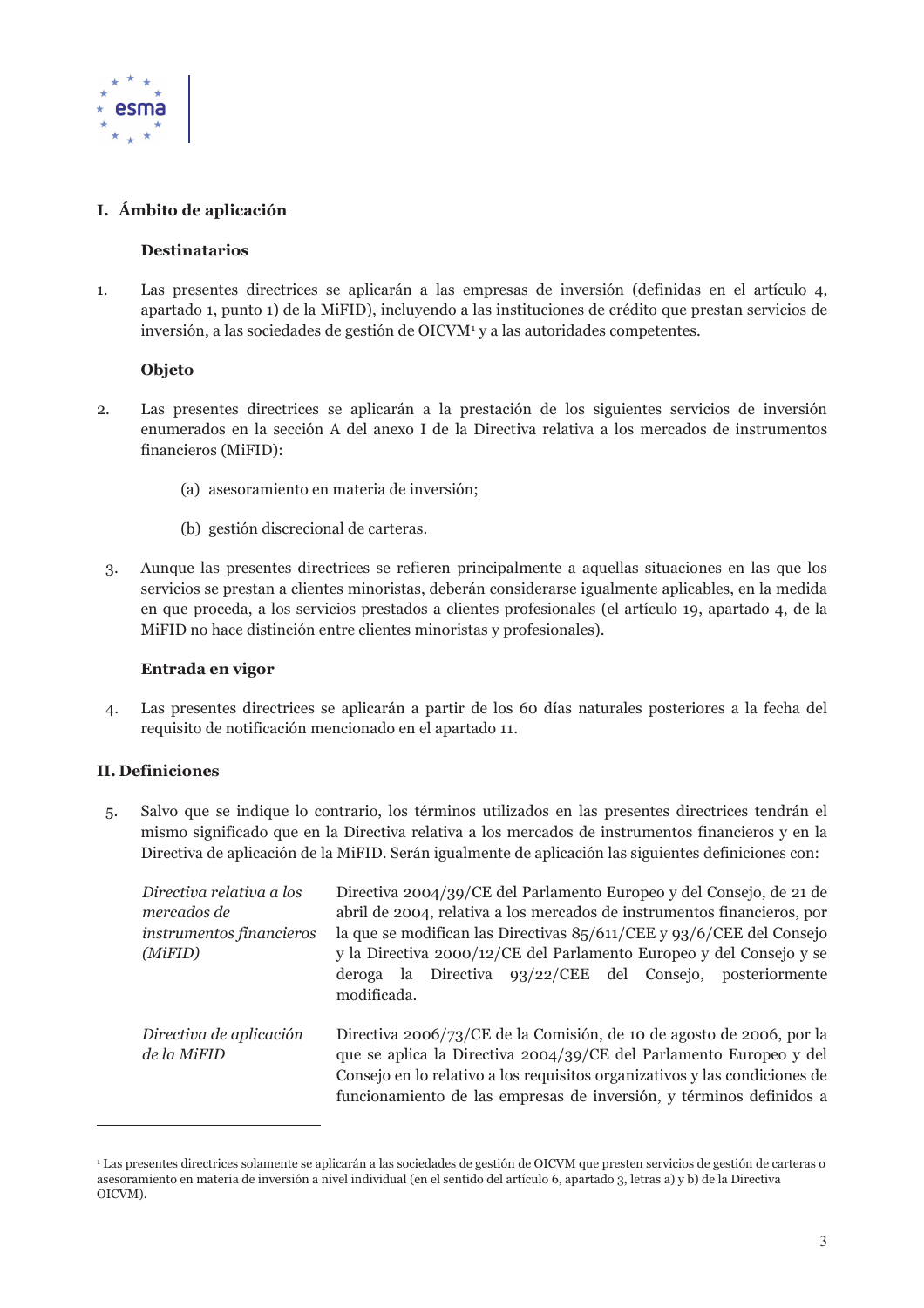## I. Ámbito de aplicación

### Destinatarios

1. Las presentes directrices se aplicarán a las empresas de inversión (definidas en el artículo 4, apartado 1, punto 1) de la MiFID), incluyendo a las instituciones de crédito que prestan servicios de inversión, a las sociedades de gestión de OICVM[1] y a las autoridades competentes.

### Objeto

2. Las presentes directrices se aplicarán a la prestación de los siguientes servicios de inversión enumerados en la sección A del anexo I de la Directiva relativa a los mercados de instrumentos financieros (MiFID):

   (a) asesoramiento en materia de inversión;

   (b) gestión discrecional de carteras.

3. Aunque las presentes directrices se refieren principalmente a aquellas situaciones en las que los servicios se prestan a clientes minoristas, deberán considerarse igualmente aplicables, en la medida en que proceda, a los servicios prestados a clientes profesionales (el artículo 19, apartado 4, de la MiFID no hace distinción entre clientes minoristas y profesionales).

### Entrada en vigor

4. Las presentes directrices se aplicarán a partir de los 60 días naturales posteriores a la fecha del requisito de notificación mencionado en el apartado 11.

## II. Definiciones

5. Salvo que se indique lo contrario, los términos utilizados en las presentes directrices tendrán el mismo significado que en la Directiva relativa a los mercados de instrumentos financieros y en la Directiva de aplicación de la MiFID. Serán igualmente de aplicación las siguientes definiciones con:

| | |
|---|---|
| *Directiva relativa a los mercados de instrumentos financieros (MiFID)* | Directiva 2004/39/CE del Parlamento Europeo y del Consejo, de 21 de abril de 2004, relativa a los mercados de instrumentos financieros, por la que se modifican las Directivas 85/611/CEE y 93/6/CEE del Consejo y la Directiva 2000/12/CE del Parlamento Europeo y del Consejo y se deroga la Directiva 93/22/CEE del Consejo, posteriormente modificada. |
| *Directiva de aplicación de la MiFID* | Directiva 2006/73/CE de la Comisión, de 10 de agosto de 2006, por la que se aplica la Directiva 2004/39/CE del Parlamento Europeo y del Consejo en lo relativo a los requisitos organizativos y las condiciones de funcionamiento de las empresas de inversión, y términos definidos a |

[1] Las presentes directrices solamente se aplicarán a las sociedades de gestión de OICVM que presten servicios de gestión de carteras o asesoramiento en materia de inversión a nivel individual (en el sentido del artículo 6, apartado 3, letras a) y b) de la Directiva OICVM).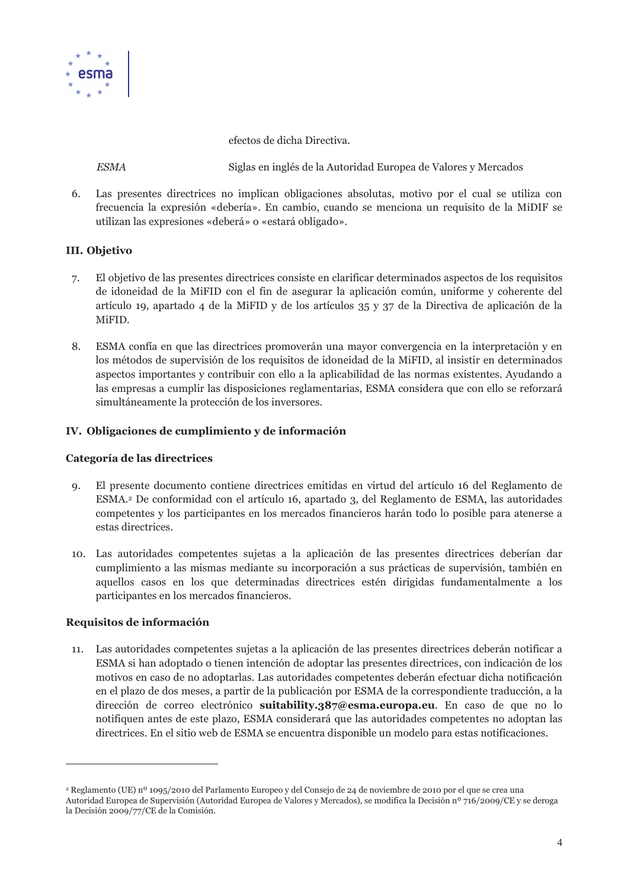efectos de dicha Directiva.

| | |
|---|---|
| *ESMA* | Siglas en inglés de la Autoridad Europea de Valores y Mercados |

6. Las presentes directrices no implican obligaciones absolutas, motivo por el cual se utiliza con frecuencia la expresión «debería». En cambio, cuando se menciona un requisito de la MiDIF se utilizan las expresiones «deberá» o «estará obligado».

## III. Objetivo

7. El objetivo de las presentes directrices consiste en clarificar determinados aspectos de los requisitos de idoneidad de la MiFID con el fin de asegurar la aplicación común, uniforme y coherente del artículo 19, apartado 4 de la MiFID y de los artículos 35 y 37 de la Directiva de aplicación de la MiFID.

8. ESMA confía en que las directrices promoverán una mayor convergencia en la interpretación y en los métodos de supervisión de los requisitos de idoneidad de la MiFID, al insistir en determinados aspectos importantes y contribuir con ello a la aplicabilidad de las normas existentes. Ayudando a las empresas a cumplir las disposiciones reglamentarias, ESMA considera que con ello se reforzará simultáneamente la protección de los inversores.

## IV. Obligaciones de cumplimiento y de información

### Categoría de las directrices

9. El presente documento contiene directrices emitidas en virtud del artículo 16 del Reglamento de ESMA.[2] De conformidad con el artículo 16, apartado 3, del Reglamento de ESMA, las autoridades competentes y los participantes en los mercados financieros harán todo lo posible para atenerse a estas directrices.

10. Las autoridades competentes sujetas a la aplicación de las presentes directrices deberían dar cumplimiento a las mismas mediante su incorporación a sus prácticas de supervisión, también en aquellos casos en los que determinadas directrices estén dirigidas fundamentalmente a los participantes en los mercados financieros.

### Requisitos de información

11. Las autoridades competentes sujetas a la aplicación de las presentes directrices deberán notificar a ESMA si han adoptado o tienen intención de adoptar las presentes directrices, con indicación de los motivos en caso de no adoptarlas. Las autoridades competentes deberán efectuar dicha notificación en el plazo de dos meses, a partir de la publicación por ESMA de la correspondiente traducción, a la dirección de correo electrónico **suitability.387@esma.europa.eu**. En caso de que no lo notifiquen antes de este plazo, ESMA considerará que las autoridades competentes no adoptan las directrices. En el sitio web de ESMA se encuentra disponible un modelo para estas notificaciones.

---

[2] Reglamento (UE) nº 1095/2010 del Parlamento Europeo y del Consejo de 24 de noviembre de 2010 por el que se crea una Autoridad Europea de Supervisión (Autoridad Europea de Valores y Mercados), se modifica la Decisión nº 716/2009/CE y se deroga la Decisión 2009/77/CE de la Comisión.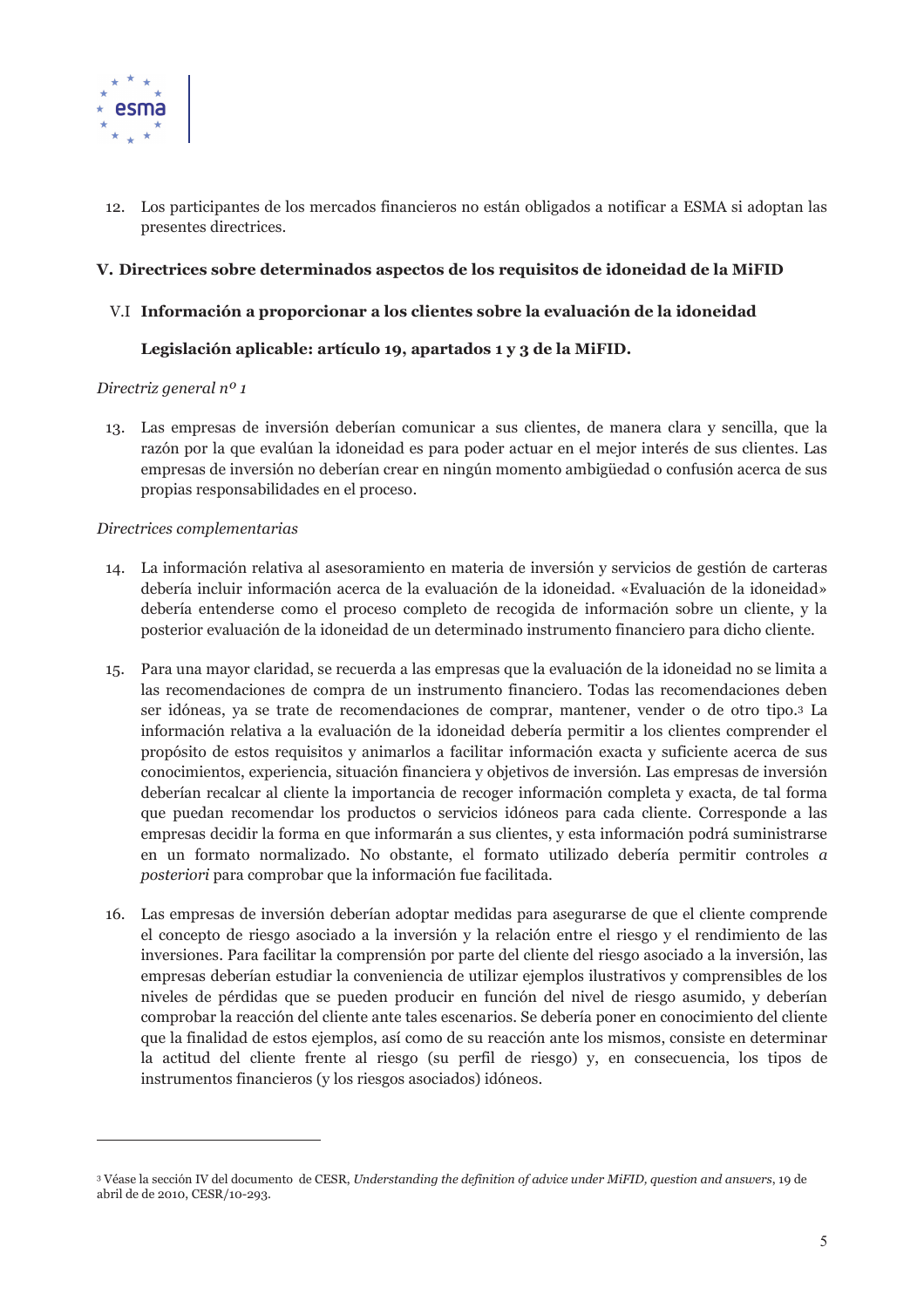12. Los participantes de los mercados financieros no están obligados a notificar a ESMA si adoptan las presentes directrices.

## V. Directrices sobre determinados aspectos de los requisitos de idoneidad de la MiFID

### V.I Información a proporcionar a los clientes sobre la evaluación de la idoneidad

**Legislación aplicable: artículo 19, apartados 1 y 3 de la MiFID.**

*Directriz general nº 1*

13. Las empresas de inversión deberían comunicar a sus clientes, de manera clara y sencilla, que la razón por la que evalúan la idoneidad es para poder actuar en el mejor interés de sus clientes. Las empresas de inversión no deberían crear en ningún momento ambigüedad o confusión acerca de sus propias responsabilidades en el proceso.

*Directrices complementarias*

14. La información relativa al asesoramiento en materia de inversión y servicios de gestión de carteras debería incluir información acerca de la evaluación de la idoneidad. «Evaluación de la idoneidad» debería entenderse como el proceso completo de recogida de información sobre un cliente, y la posterior evaluación de la idoneidad de un determinado instrumento financiero para dicho cliente.

15. Para una mayor claridad, se recuerda a las empresas que la evaluación de la idoneidad no se limita a las recomendaciones de compra de un instrumento financiero. Todas las recomendaciones deben ser idóneas, ya se trate de recomendaciones de comprar, mantener, vender o de otro tipo.[3] La información relativa a la evaluación de la idoneidad debería permitir a los clientes comprender el propósito de estos requisitos y animarlos a facilitar información exacta y suficiente acerca de sus conocimientos, experiencia, situación financiera y objetivos de inversión. Las empresas de inversión deberían recalcar al cliente la importancia de recoger información completa y exacta, de tal forma que puedan recomendar los productos o servicios idóneos para cada cliente. Corresponde a las empresas decidir la forma en que informarán a sus clientes, y esta información podrá suministrarse en un formato normalizado. No obstante, el formato utilizado debería permitir controles *a posteriori* para comprobar que la información fue facilitada.

16. Las empresas de inversión deberían adoptar medidas para asegurarse de que el cliente comprende el concepto de riesgo asociado a la inversión y la relación entre el riesgo y el rendimiento de las inversiones. Para facilitar la comprensión por parte del cliente del riesgo asociado a la inversión, las empresas deberían estudiar la conveniencia de utilizar ejemplos ilustrativos y comprensibles de los niveles de pérdidas que se pueden producir en función del nivel de riesgo asumido, y deberían comprobar la reacción del cliente ante tales escenarios. Se debería poner en conocimiento del cliente que la finalidad de estos ejemplos, así como de su reacción ante los mismos, consiste en determinar la actitud del cliente frente al riesgo (su perfil de riesgo) y, en consecuencia, los tipos de instrumentos financieros (y los riesgos asociados) idóneos.

---

[3] Véase la sección IV del documento de CESR, *Understanding the definition of advice under MiFID, question and answers*, 19 de abril de de 2010, CESR/10-293.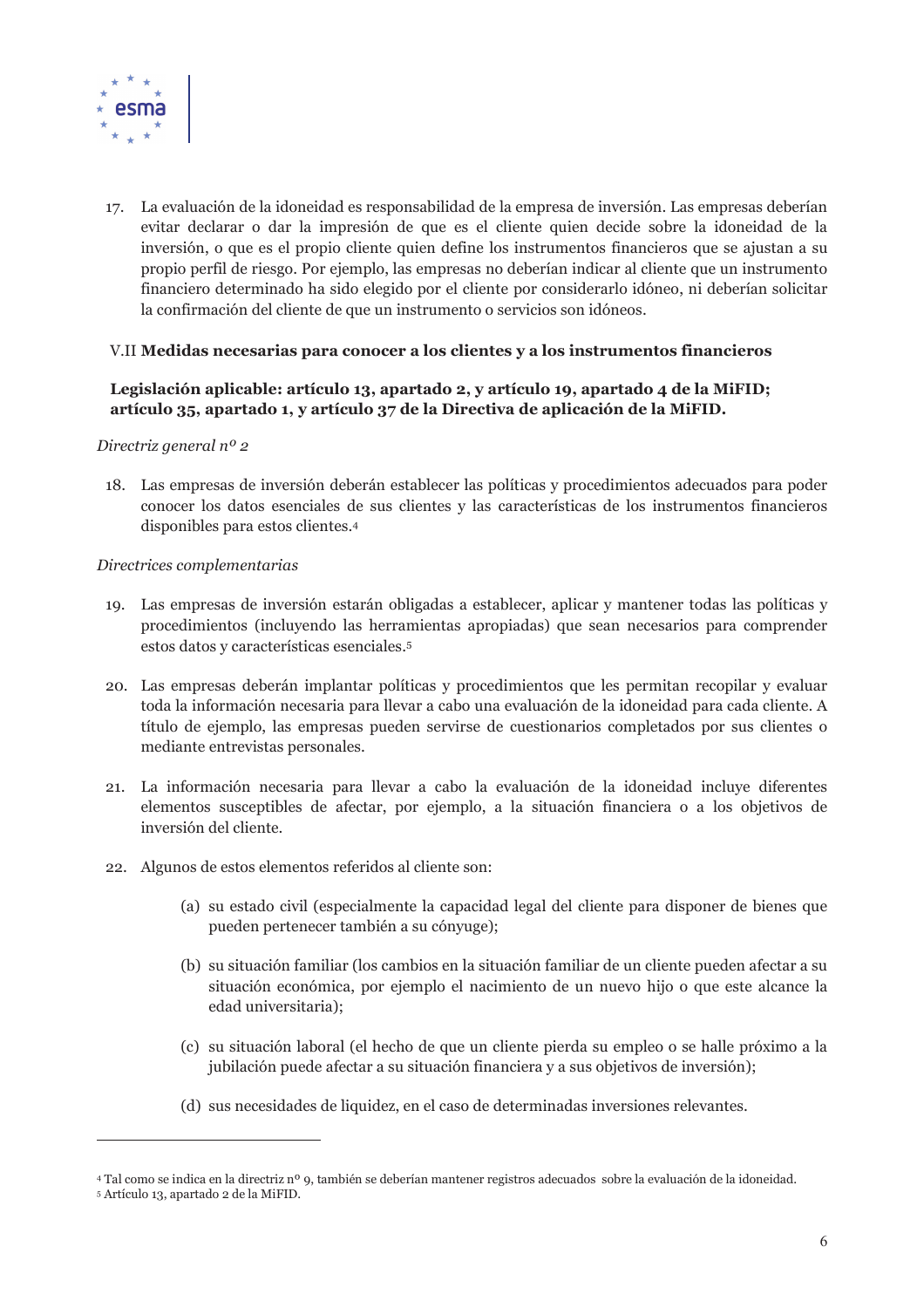17. La evaluación de la idoneidad es responsabilidad de la empresa de inversión. Las empresas deberían evitar declarar o dar la impresión de que es el cliente quien decide sobre la idoneidad de la inversión, o que es el propio cliente quien define los instrumentos financieros que se ajustan a su propio perfil de riesgo. Por ejemplo, las empresas no deberían indicar al cliente que un instrumento financiero determinado ha sido elegido por el cliente por considerarlo idóneo, ni deberían solicitar la confirmación del cliente de que un instrumento o servicios son idóneos.

## V.II **Medidas necesarias para conocer a los clientes y a los instrumentos financieros**

**Legislación aplicable: artículo 13, apartado 2, y artículo 19, apartado 4 de la MiFID; artículo 35, apartado 1, y artículo 37 de la Directiva de aplicación de la MiFID.**

*Directriz general nº 2*

18. Las empresas de inversión deberán establecer las políticas y procedimientos adecuados para poder conocer los datos esenciales de sus clientes y las características de los instrumentos financieros disponibles para estos clientes.[4]

*Directrices complementarias*

19. Las empresas de inversión estarán obligadas a establecer, aplicar y mantener todas las políticas y procedimientos (incluyendo las herramientas apropiadas) que sean necesarios para comprender estos datos y características esenciales.[5]

20. Las empresas deberán implantar políticas y procedimientos que les permitan recopilar y evaluar toda la información necesaria para llevar a cabo una evaluación de la idoneidad para cada cliente. A título de ejemplo, las empresas pueden servirse de cuestionarios completados por sus clientes o mediante entrevistas personales.

21. La información necesaria para llevar a cabo la evaluación de la idoneidad incluye diferentes elementos susceptibles de afectar, por ejemplo, a la situación financiera o a los objetivos de inversión del cliente.

22. Algunos de estos elementos referidos al cliente son:

    (a) su estado civil (especialmente la capacidad legal del cliente para disponer de bienes que pueden pertenecer también a su cónyuge);

    (b) su situación familiar (los cambios en la situación familiar de un cliente pueden afectar a su situación económica, por ejemplo el nacimiento de un nuevo hijo o que este alcance la edad universitaria);

    (c) su situación laboral (el hecho de que un cliente pierda su empleo o se halle próximo a la jubilación puede afectar a su situación financiera y a sus objetivos de inversión);

    (d) sus necesidades de liquidez, en el caso de determinadas inversiones relevantes.

---

[4] Tal como se indica en la directriz nº 9, también se deberían mantener registros adecuados sobre la evaluación de la idoneidad.

[5] Artículo 13, apartado 2 de la MiFID.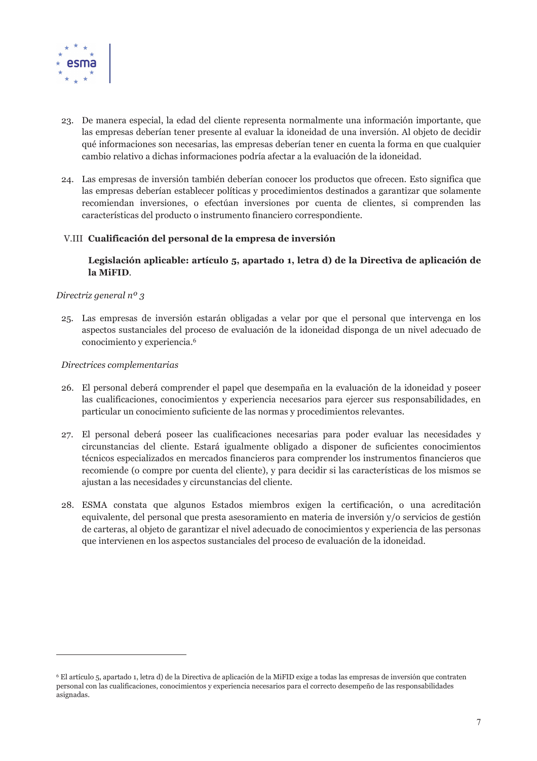23. De manera especial, la edad del cliente representa normalmente una información importante, que las empresas deberían tener presente al evaluar la idoneidad de una inversión. Al objeto de decidir qué informaciones son necesarias, las empresas deberían tener en cuenta la forma en que cualquier cambio relativo a dichas informaciones podría afectar a la evaluación de la idoneidad.

24. Las empresas de inversión también deberían conocer los productos que ofrecen. Esto significa que las empresas deberían establecer políticas y procedimientos destinados a garantizar que solamente recomiendan inversiones, o efectúan inversiones por cuenta de clientes, si comprenden las características del producto o instrumento financiero correspondiente.

### V.III Cualificación del personal de la empresa de inversión

**Legislación aplicable: artículo 5, apartado 1, letra d) de la Directiva de aplicación de la MiFID**.

*Directriz general nº 3*

25. Las empresas de inversión estarán obligadas a velar por que el personal que intervenga en los aspectos sustanciales del proceso de evaluación de la idoneidad disponga de un nivel adecuado de conocimiento y experiencia.[6]

*Directrices complementarias*

26. El personal deberá comprender el papel que desempaña en la evaluación de la idoneidad y poseer las cualificaciones, conocimientos y experiencia necesarios para ejercer sus responsabilidades, en particular un conocimiento suficiente de las normas y procedimientos relevantes.

27. El personal deberá poseer las cualificaciones necesarias para poder evaluar las necesidades y circunstancias del cliente. Estará igualmente obligado a disponer de suficientes conocimientos técnicos especializados en mercados financieros para comprender los instrumentos financieros que recomiende (o compre por cuenta del cliente), y para decidir si las características de los mismos se ajustan a las necesidades y circunstancias del cliente.

28. ESMA constata que algunos Estados miembros exigen la certificación, o una acreditación equivalente, del personal que presta asesoramiento en materia de inversión y/o servicios de gestión de carteras, al objeto de garantizar el nivel adecuado de conocimientos y experiencia de las personas que intervienen en los aspectos sustanciales del proceso de evaluación de la idoneidad.

---

[6] El artículo 5, apartado 1, letra d) de la Directiva de aplicación de la MiFID exige a todas las empresas de inversión que contraten personal con las cualificaciones, conocimientos y experiencia necesarios para el correcto desempeño de las responsabilidades asignadas.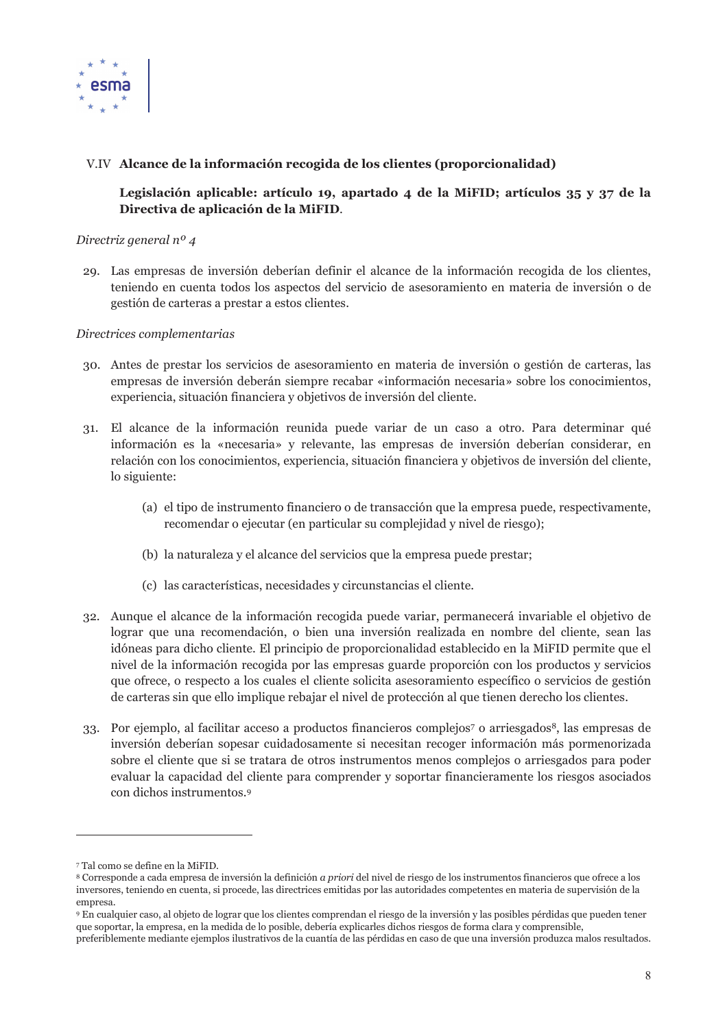## V.IV **Alcance de la información recogida de los clientes (proporcionalidad)**

**Legislación aplicable: artículo 19, apartado 4 de la MiFID; artículos 35 y 37 de la Directiva de aplicación de la MiFID**.

*Directriz general nº 4*

29. Las empresas de inversión deberían definir el alcance de la información recogida de los clientes, teniendo en cuenta todos los aspectos del servicio de asesoramiento en materia de inversión o de gestión de carteras a prestar a estos clientes.

*Directrices complementarias*

30. Antes de prestar los servicios de asesoramiento en materia de inversión o gestión de carteras, las empresas de inversión deberán siempre recabar «información necesaria» sobre los conocimientos, experiencia, situación financiera y objetivos de inversión del cliente.

31. El alcance de la información reunida puede variar de un caso a otro. Para determinar qué información es la «necesaria» y relevante, las empresas de inversión deberían considerar, en relación con los conocimientos, experiencia, situación financiera y objetivos de inversión del cliente, lo siguiente:

    (a) el tipo de instrumento financiero o de transacción que la empresa puede, respectivamente, recomendar o ejecutar (en particular su complejidad y nivel de riesgo);

    (b) la naturaleza y el alcance del servicios que la empresa puede prestar;

    (c) las características, necesidades y circunstancias el cliente.

32. Aunque el alcance de la información recogida puede variar, permanecerá invariable el objetivo de lograr que una recomendación, o bien una inversión realizada en nombre del cliente, sean las idóneas para dicho cliente. El principio de proporcionalidad establecido en la MiFID permite que el nivel de la información recogida por las empresas guarde proporción con los productos y servicios que ofrece, o respecto a los cuales el cliente solicita asesoramiento específico o servicios de gestión de carteras sin que ello implique rebajar el nivel de protección al que tienen derecho los clientes.

33. Por ejemplo, al facilitar acceso a productos financieros complejos[7] o arriesgados[8], las empresas de inversión deberían sopesar cuidadosamente si necesitan recoger información más pormenorizada sobre el cliente que si se tratara de otros instrumentos menos complejos o arriesgados para poder evaluar la capacidad del cliente para comprender y soportar financieramente los riesgos asociados con dichos instrumentos.[9]

---

[7] Tal como se define en la MiFID.

[8] Corresponde a cada empresa de inversión la definición *a priori* del nivel de riesgo de los instrumentos financieros que ofrece a los inversores, teniendo en cuenta, si procede, las directrices emitidas por las autoridades competentes en materia de supervisión de la empresa.

[9] En cualquier caso, al objeto de lograr que los clientes comprendan el riesgo de la inversión y las posibles pérdidas que pueden tener que soportar, la empresa, en la medida de lo posible, debería explicarles dichos riesgos de forma clara y comprensible, preferiblemente mediante ejemplos ilustrativos de la cuantía de las pérdidas en caso de que una inversión produzca malos resultados.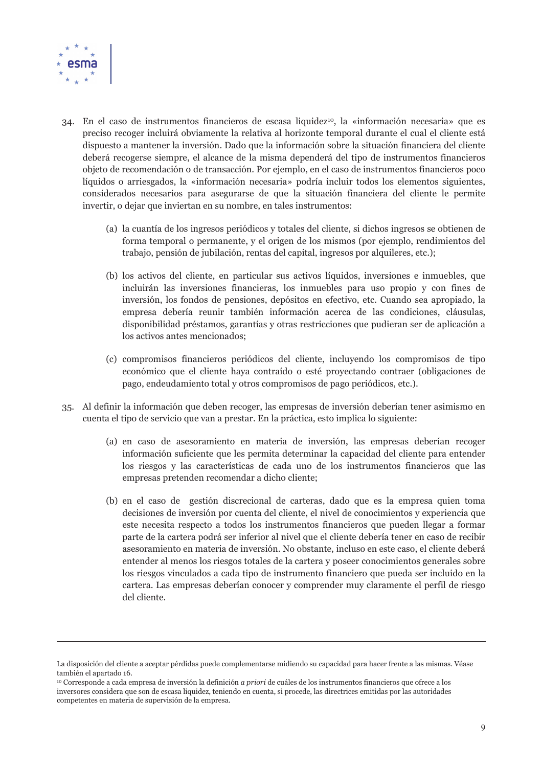34. En el caso de instrumentos financieros de escasa liquidez[10], la «información necesaria» que es preciso recoger incluirá obviamente la relativa al horizonte temporal durante el cual el cliente está dispuesto a mantener la inversión. Dado que la información sobre la situación financiera del cliente deberá recogerse siempre, el alcance de la misma dependerá del tipo de instrumentos financieros objeto de recomendación o de transacción. Por ejemplo, en el caso de instrumentos financieros poco líquidos o arriesgados, la «información necesaria» podría incluir todos los elementos siguientes, considerados necesarios para asegurarse de que la situación financiera del cliente le permite invertir, o dejar que inviertan en su nombre, en tales instrumentos:

    (a) la cuantía de los ingresos periódicos y totales del cliente, si dichos ingresos se obtienen de forma temporal o permanente, y el origen de los mismos (por ejemplo, rendimientos del trabajo, pensión de jubilación, rentas del capital, ingresos por alquileres, etc.);

    (b) los activos del cliente, en particular sus activos líquidos, inversiones e inmuebles, que incluirán las inversiones financieras, los inmuebles para uso propio y con fines de inversión, los fondos de pensiones, depósitos en efectivo, etc. Cuando sea apropiado, la empresa debería reunir también información acerca de las condiciones, cláusulas, disponibilidad préstamos, garantías y otras restricciones que pudieran ser de aplicación a los activos antes mencionados;

    (c) compromisos financieros periódicos del cliente, incluyendo los compromisos de tipo económico que el cliente haya contraído o esté proyectando contraer (obligaciones de pago, endeudamiento total y otros compromisos de pago periódicos, etc.).

35. Al definir la información que deben recoger, las empresas de inversión deberían tener asimismo en cuenta el tipo de servicio que van a prestar. En la práctica, esto implica lo siguiente:

    (a) en caso de asesoramiento en materia de inversión, las empresas deberían recoger información suficiente que les permita determinar la capacidad del cliente para entender los riesgos y las características de cada uno de los instrumentos financieros que las empresas pretenden recomendar a dicho cliente;

    (b) en el caso de gestión discrecional de carteras, dado que es la empresa quien toma decisiones de inversión por cuenta del cliente, el nivel de conocimientos y experiencia que este necesita respecto a todos los instrumentos financieros que pueden llegar a formar parte de la cartera podrá ser inferior al nivel que el cliente debería tener en caso de recibir asesoramiento en materia de inversión. No obstante, incluso en este caso, el cliente deberá entender al menos los riesgos totales de la cartera y poseer conocimientos generales sobre los riesgos vinculados a cada tipo de instrumento financiero que pueda ser incluido en la cartera. Las empresas deberían conocer y comprender muy claramente el perfil de riesgo del cliente.

---

La disposición del cliente a aceptar pérdidas puede complementarse midiendo su capacidad para hacer frente a las mismas. Véase también el apartado 16.

[10] Corresponde a cada empresa de inversión la definición *a priori* de cuáles de los instrumentos financieros que ofrece a los inversores considera que son de escasa liquidez, teniendo en cuenta, si procede, las directrices emitidas por las autoridades competentes en materia de supervisión de la empresa.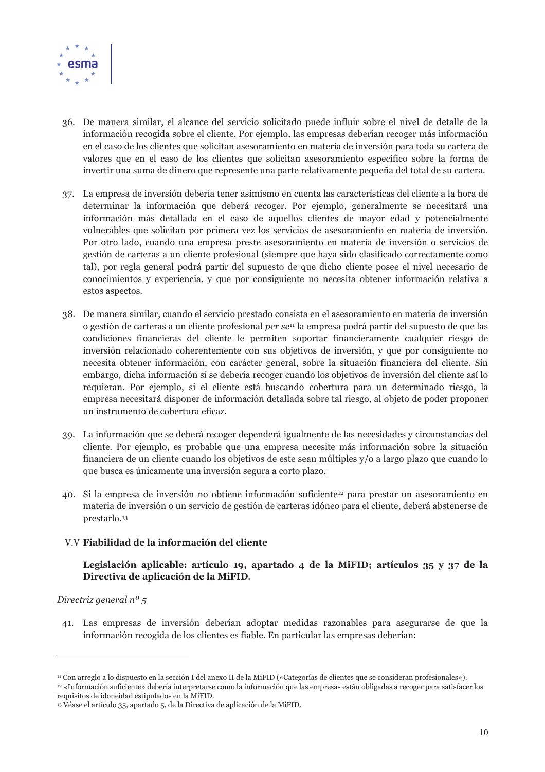36. De manera similar, el alcance del servicio solicitado puede influir sobre el nivel de detalle de la información recogida sobre el cliente. Por ejemplo, las empresas deberían recoger más información en el caso de los clientes que solicitan asesoramiento en materia de inversión para toda su cartera de valores que en el caso de los clientes que solicitan asesoramiento específico sobre la forma de invertir una suma de dinero que represente una parte relativamente pequeña del total de su cartera.

37. La empresa de inversión debería tener asimismo en cuenta las características del cliente a la hora de determinar la información que deberá recoger. Por ejemplo, generalmente se necesitará una información más detallada en el caso de aquellos clientes de mayor edad y potencialmente vulnerables que solicitan por primera vez los servicios de asesoramiento en materia de inversión. Por otro lado, cuando una empresa preste asesoramiento en materia de inversión o servicios de gestión de carteras a un cliente profesional (siempre que haya sido clasificado correctamente como tal), por regla general podrá partir del supuesto de que dicho cliente posee el nivel necesario de conocimientos y experiencia, y que por consiguiente no necesita obtener información relativa a estos aspectos.

38. De manera similar, cuando el servicio prestado consista en el asesoramiento en materia de inversión o gestión de carteras a un cliente profesional *per se*[11] la empresa podrá partir del supuesto de que las condiciones financieras del cliente le permiten soportar financieramente cualquier riesgo de inversión relacionado coherentemente con sus objetivos de inversión, y que por consiguiente no necesita obtener información, con carácter general, sobre la situación financiera del cliente. Sin embargo, dicha información sí se debería recoger cuando los objetivos de inversión del cliente así lo requieran. Por ejemplo, si el cliente está buscando cobertura para un determinado riesgo, la empresa necesitará disponer de información detallada sobre tal riesgo, al objeto de poder proponer un instrumento de cobertura eficaz.

39. La información que se deberá recoger dependerá igualmente de las necesidades y circunstancias del cliente. Por ejemplo, es probable que una empresa necesite más información sobre la situación financiera de un cliente cuando los objetivos de este sean múltiples y/o a largo plazo que cuando lo que busca es únicamente una inversión segura a corto plazo.

40. Si la empresa de inversión no obtiene información suficiente[12] para prestar un asesoramiento en materia de inversión o un servicio de gestión de carteras idóneo para el cliente, deberá abstenerse de prestarlo.[13]

## V.V **Fiabilidad de la información del cliente**

**Legislación aplicable: artículo 19, apartado 4 de la MiFID; artículos 35 y 37 de la Directiva de aplicación de la MiFID**.

*Directriz general nº 5*

41. Las empresas de inversión deberían adoptar medidas razonables para asegurarse de que la información recogida de los clientes es fiable. En particular las empresas deberían:

---

[11] Con arreglo a lo dispuesto en la sección I del anexo II de la MiFID («Categorías de clientes que se consideran profesionales»).

[12] «Información suficiente» debería interpretarse como la información que las empresas están obligadas a recoger para satisfacer los requisitos de idoneidad estipulados en la MiFID.

[13] Véase el artículo 35, apartado 5, de la Directiva de aplicación de la MiFID.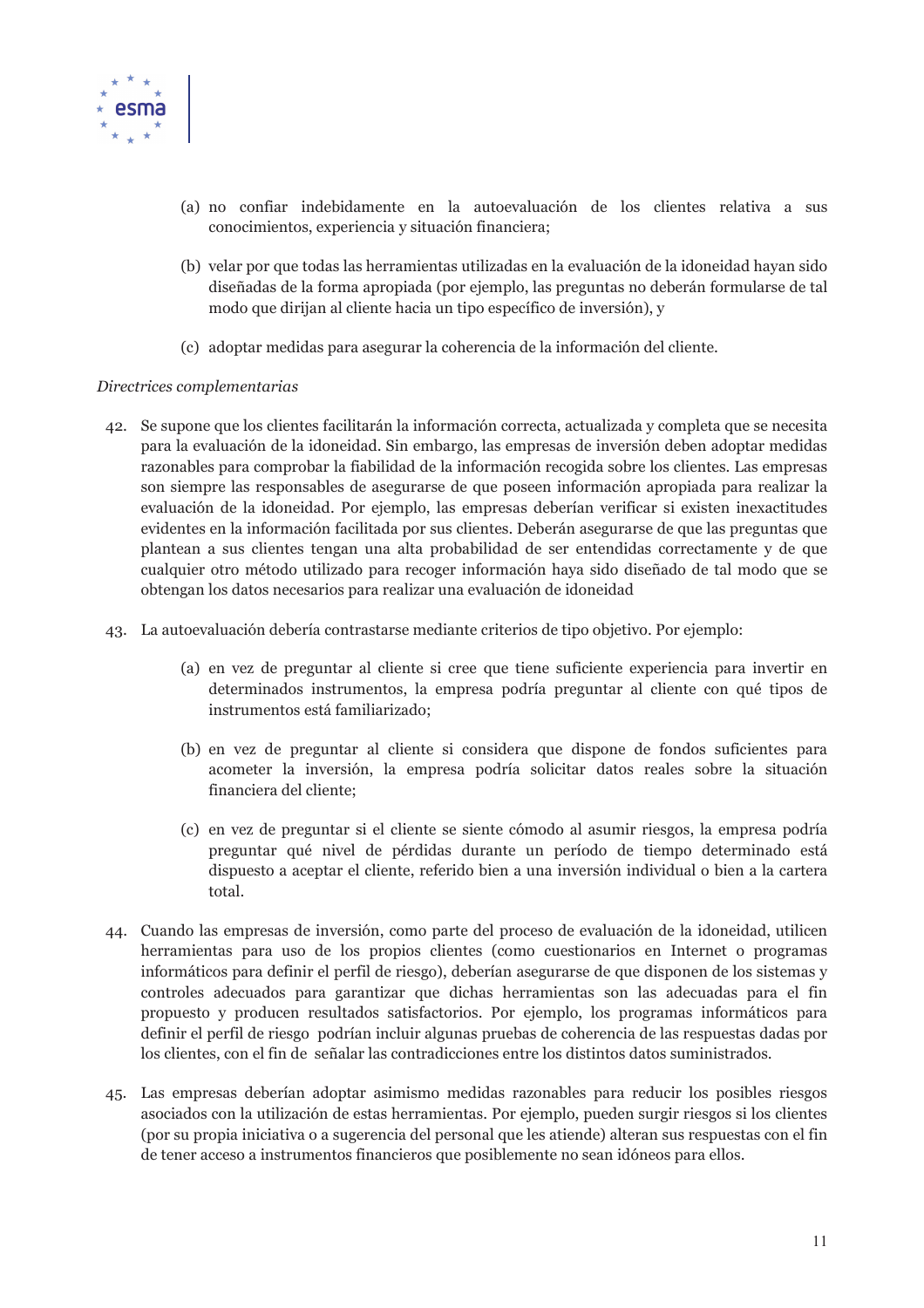(a) no confiar indebidamente en la autoevaluación de los clientes relativa a sus conocimientos, experiencia y situación financiera;

(b) velar por que todas las herramientas utilizadas en la evaluación de la idoneidad hayan sido diseñadas de la forma apropiada (por ejemplo, las preguntas no deberán formularse de tal modo que dirijan al cliente hacia un tipo específico de inversión), y

(c) adoptar medidas para asegurar la coherencia de la información del cliente.

*Directrices complementarias*

42. Se supone que los clientes facilitarán la información correcta, actualizada y completa que se necesita para la evaluación de la idoneidad. Sin embargo, las empresas de inversión deben adoptar medidas razonables para comprobar la fiabilidad de la información recogida sobre los clientes. Las empresas son siempre las responsables de asegurarse de que poseen información apropiada para realizar la evaluación de la idoneidad. Por ejemplo, las empresas deberían verificar si existen inexactitudes evidentes en la información facilitada por sus clientes. Deberán asegurarse de que las preguntas que plantean a sus clientes tengan una alta probabilidad de ser entendidas correctamente y de que cualquier otro método utilizado para recoger información haya sido diseñado de tal modo que se obtengan los datos necesarios para realizar una evaluación de idoneidad

43. La autoevaluación debería contrastarse mediante criterios de tipo objetivo. Por ejemplo:

    (a) en vez de preguntar al cliente si cree que tiene suficiente experiencia para invertir en determinados instrumentos, la empresa podría preguntar al cliente con qué tipos de instrumentos está familiarizado;

    (b) en vez de preguntar al cliente si considera que dispone de fondos suficientes para acometer la inversión, la empresa podría solicitar datos reales sobre la situación financiera del cliente;

    (c) en vez de preguntar si el cliente se siente cómodo al asumir riesgos, la empresa podría preguntar qué nivel de pérdidas durante un período de tiempo determinado está dispuesto a aceptar el cliente, referido bien a una inversión individual o bien a la cartera total.

44. Cuando las empresas de inversión, como parte del proceso de evaluación de la idoneidad, utilicen herramientas para uso de los propios clientes (como cuestionarios en Internet o programas informáticos para definir el perfil de riesgo), deberían asegurarse de que disponen de los sistemas y controles adecuados para garantizar que dichas herramientas son las adecuadas para el fin propuesto y producen resultados satisfactorios. Por ejemplo, los programas informáticos para definir el perfil de riesgo podrían incluir algunas pruebas de coherencia de las respuestas dadas por los clientes, con el fin de señalar las contradicciones entre los distintos datos suministrados.

45. Las empresas deberían adoptar asimismo medidas razonables para reducir los posibles riesgos asociados con la utilización de estas herramientas. Por ejemplo, pueden surgir riesgos si los clientes (por su propia iniciativa o a sugerencia del personal que les atiende) alteran sus respuestas con el fin de tener acceso a instrumentos financieros que posiblemente no sean idóneos para ellos.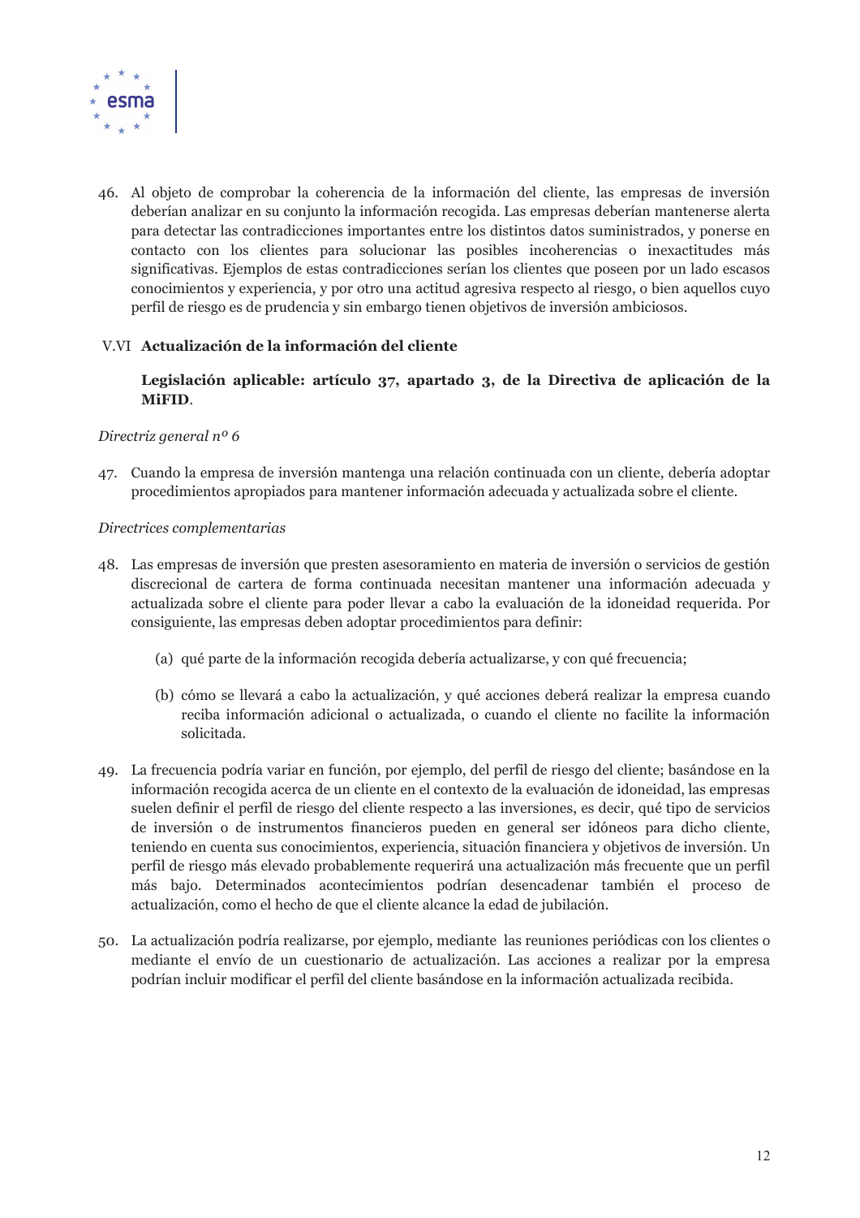46. Al objeto de comprobar la coherencia de la información del cliente, las empresas de inversión deberían analizar en su conjunto la información recogida. Las empresas deberían mantenerse alerta para detectar las contradicciones importantes entre los distintos datos suministrados, y ponerse en contacto con los clientes para solucionar las posibles incoherencias o inexactitudes más significativas. Ejemplos de estas contradicciones serían los clientes que poseen por un lado escasos conocimientos y experiencia, y por otro una actitud agresiva respecto al riesgo, o bien aquellos cuyo perfil de riesgo es de prudencia y sin embargo tienen objetivos de inversión ambiciosos.

## V.VI Actualización de la información del cliente

**Legislación aplicable: artículo 37, apartado 3, de la Directiva de aplicación de la MiFID.**

*Directriz general nº 6*

47. Cuando la empresa de inversión mantenga una relación continuada con un cliente, debería adoptar procedimientos apropiados para mantener información adecuada y actualizada sobre el cliente.

*Directrices complementarias*

48. Las empresas de inversión que presten asesoramiento en materia de inversión o servicios de gestión discrecional de cartera de forma continuada necesitan mantener una información adecuada y actualizada sobre el cliente para poder llevar a cabo la evaluación de la idoneidad requerida. Por consiguiente, las empresas deben adoptar procedimientos para definir:

    (a) qué parte de la información recogida debería actualizarse, y con qué frecuencia;

    (b) cómo se llevará a cabo la actualización, y qué acciones deberá realizar la empresa cuando reciba información adicional o actualizada, o cuando el cliente no facilite la información solicitada.

49. La frecuencia podría variar en función, por ejemplo, del perfil de riesgo del cliente; basándose en la información recogida acerca de un cliente en el contexto de la evaluación de idoneidad, las empresas suelen definir el perfil de riesgo del cliente respecto a las inversiones, es decir, qué tipo de servicios de inversión o de instrumentos financieros pueden en general ser idóneos para dicho cliente, teniendo en cuenta sus conocimientos, experiencia, situación financiera y objetivos de inversión. Un perfil de riesgo más elevado probablemente requerirá una actualización más frecuente que un perfil más bajo. Determinados acontecimientos podrían desencadenar también el proceso de actualización, como el hecho de que el cliente alcance la edad de jubilación.

50. La actualización podría realizarse, por ejemplo, mediante las reuniones periódicas con los clientes o mediante el envío de un cuestionario de actualización. Las acciones a realizar por la empresa podrían incluir modificar el perfil del cliente basándose en la información actualizada recibida.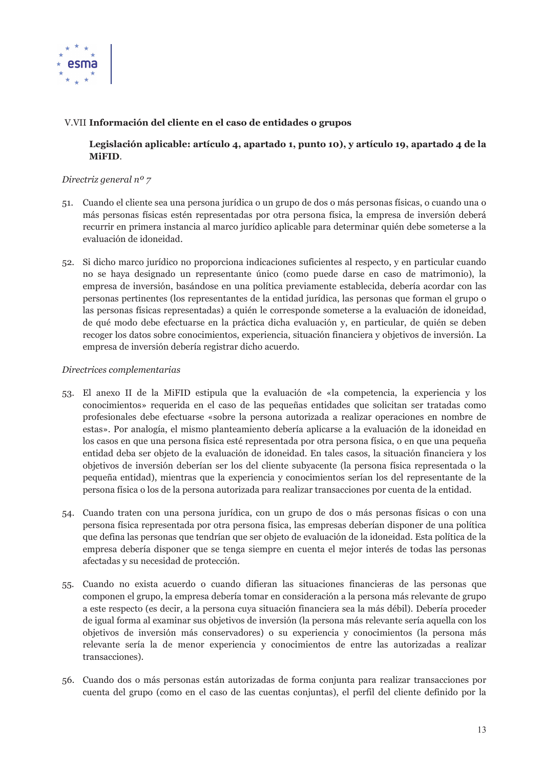## V.VII Información del cliente en el caso de entidades o grupos

**Legislación aplicable: artículo 4, apartado 1, punto 10), y artículo 19, apartado 4 de la MiFID**.

*Directriz general nº 7*

51. Cuando el cliente sea una persona jurídica o un grupo de dos o más personas físicas, o cuando una o más personas físicas estén representadas por otra persona física, la empresa de inversión deberá recurrir en primera instancia al marco jurídico aplicable para determinar quién debe someterse a la evaluación de idoneidad.

52. Si dicho marco jurídico no proporciona indicaciones suficientes al respecto, y en particular cuando no se haya designado un representante único (como puede darse en caso de matrimonio), la empresa de inversión, basándose en una política previamente establecida, debería acordar con las personas pertinentes (los representantes de la entidad jurídica, las personas que forman el grupo o las personas físicas representadas) a quién le corresponde someterse a la evaluación de idoneidad, de qué modo debe efectuarse en la práctica dicha evaluación y, en particular, de quién se deben recoger los datos sobre conocimientos, experiencia, situación financiera y objetivos de inversión. La empresa de inversión debería registrar dicho acuerdo.

*Directrices complementarias*

53. El anexo II de la MiFID estipula que la evaluación de «la competencia, la experiencia y los conocimientos» requerida en el caso de las pequeñas entidades que solicitan ser tratadas como profesionales debe efectuarse «sobre la persona autorizada a realizar operaciones en nombre de estas». Por analogía, el mismo planteamiento debería aplicarse a la evaluación de la idoneidad en los casos en que una persona física esté representada por otra persona física, o en que una pequeña entidad deba ser objeto de la evaluación de idoneidad. En tales casos, la situación financiera y los objetivos de inversión deberían ser los del cliente subyacente (la persona física representada o la pequeña entidad), mientras que la experiencia y conocimientos serían los del representante de la persona física o los de la persona autorizada para realizar transacciones por cuenta de la entidad.

54. Cuando traten con una persona jurídica, con un grupo de dos o más personas físicas o con una persona física representada por otra persona física, las empresas deberían disponer de una política que defina las personas que tendrían que ser objeto de evaluación de la idoneidad. Esta política de la empresa debería disponer que se tenga siempre en cuenta el mejor interés de todas las personas afectadas y su necesidad de protección.

55. Cuando no exista acuerdo o cuando difieran las situaciones financieras de las personas que componen el grupo, la empresa debería tomar en consideración a la persona más relevante de grupo a este respecto (es decir, a la persona cuya situación financiera sea la más débil). Debería proceder de igual forma al examinar sus objetivos de inversión (la persona más relevante sería aquella con los objetivos de inversión más conservadores) o su experiencia y conocimientos (la persona más relevante sería la de menor experiencia y conocimientos de entre las autorizadas a realizar transacciones).

56. Cuando dos o más personas están autorizadas de forma conjunta para realizar transacciones por cuenta del grupo (como en el caso de las cuentas conjuntas), el perfil del cliente definido por la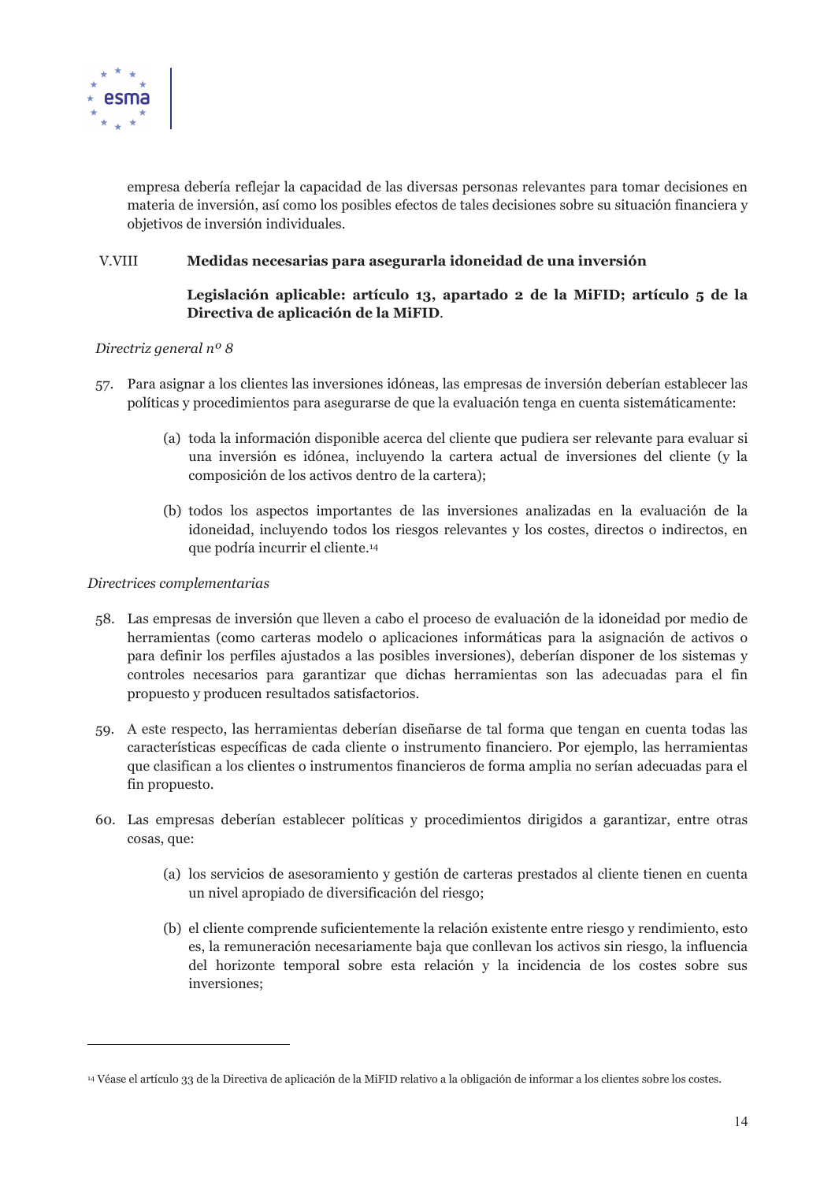empresa debería reflejar la capacidad de las diversas personas relevantes para tomar decisiones en materia de inversión, así como los posibles efectos de tales decisiones sobre su situación financiera y objetivos de inversión individuales.

## V.VIII Medidas necesarias para asegurarla idoneidad de una inversión

**Legislación aplicable: artículo 13, apartado 2 de la MiFID; artículo 5 de la Directiva de aplicación de la MiFID**.

*Directriz general nº 8*

57. Para asignar a los clientes las inversiones idóneas, las empresas de inversión deberían establecer las políticas y procedimientos para asegurarse de que la evaluación tenga en cuenta sistemáticamente:

    (a) toda la información disponible acerca del cliente que pudiera ser relevante para evaluar si una inversión es idónea, incluyendo la cartera actual de inversiones del cliente (y la composición de los activos dentro de la cartera);

    (b) todos los aspectos importantes de las inversiones analizadas en la evaluación de la idoneidad, incluyendo todos los riesgos relevantes y los costes, directos o indirectos, en que podría incurrir el cliente.[14]

*Directrices complementarias*

58. Las empresas de inversión que lleven a cabo el proceso de evaluación de la idoneidad por medio de herramientas (como carteras modelo o aplicaciones informáticas para la asignación de activos o para definir los perfiles ajustados a las posibles inversiones), deberían disponer de los sistemas y controles necesarios para garantizar que dichas herramientas son las adecuadas para el fin propuesto y producen resultados satisfactorios.

59. A este respecto, las herramientas deberían diseñarse de tal forma que tengan en cuenta todas las características específicas de cada cliente o instrumento financiero. Por ejemplo, las herramientas que clasifican a los clientes o instrumentos financieros de forma amplia no serían adecuadas para el fin propuesto.

60. Las empresas deberían establecer políticas y procedimientos dirigidos a garantizar, entre otras cosas, que:

    (a) los servicios de asesoramiento y gestión de carteras prestados al cliente tienen en cuenta un nivel apropiado de diversificación del riesgo;

    (b) el cliente comprende suficientemente la relación existente entre riesgo y rendimiento, esto es, la remuneración necesariamente baja que conllevan los activos sin riesgo, la influencia del horizonte temporal sobre esta relación y la incidencia de los costes sobre sus inversiones;

---

[14] Véase el artículo 33 de la Directiva de aplicación de la MiFID relativo a la obligación de informar a los clientes sobre los costes.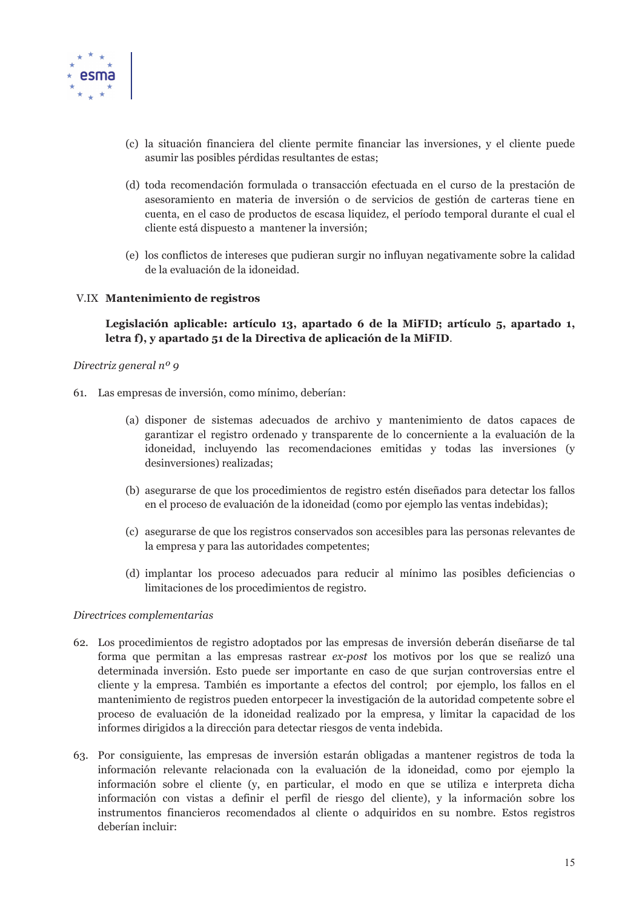(c) la situación financiera del cliente permite financiar las inversiones, y el cliente puede asumir las posibles pérdidas resultantes de estas;

(d) toda recomendación formulada o transacción efectuada en el curso de la prestación de asesoramiento en materia de inversión o de servicios de gestión de carteras tiene en cuenta, en el caso de productos de escasa liquidez, el período temporal durante el cual el cliente está dispuesto a mantener la inversión;

(e) los conflictos de intereses que pudieran surgir no influyan negativamente sobre la calidad de la evaluación de la idoneidad.

## V.IX Mantenimiento de registros

**Legislación aplicable: artículo 13, apartado 6 de la MiFID; artículo 5, apartado 1, letra f), y apartado 51 de la Directiva de aplicación de la MiFID**.

*Directriz general nº 9*

61. Las empresas de inversión, como mínimo, deberían:

   (a) disponer de sistemas adecuados de archivo y mantenimiento de datos capaces de garantizar el registro ordenado y transparente de lo concerniente a la evaluación de la idoneidad, incluyendo las recomendaciones emitidas y todas las inversiones (y desinversiones) realizadas;

   (b) asegurarse de que los procedimientos de registro estén diseñados para detectar los fallos en el proceso de evaluación de la idoneidad (como por ejemplo las ventas indebidas);

   (c) asegurarse de que los registros conservados son accesibles para las personas relevantes de la empresa y para las autoridades competentes;

   (d) implantar los proceso adecuados para reducir al mínimo las posibles deficiencias o limitaciones de los procedimientos de registro.

*Directrices complementarias*

62. Los procedimientos de registro adoptados por las empresas de inversión deberán diseñarse de tal forma que permitan a las empresas rastrear *ex-post* los motivos por los que se realizó una determinada inversión. Esto puede ser importante en caso de que surjan controversias entre el cliente y la empresa. También es importante a efectos del control; por ejemplo, los fallos en el mantenimiento de registros pueden entorpecer la investigación de la autoridad competente sobre el proceso de evaluación de la idoneidad realizado por la empresa, y limitar la capacidad de los informes dirigidos a la dirección para detectar riesgos de venta indebida.

63. Por consiguiente, las empresas de inversión estarán obligadas a mantener registros de toda la información relevante relacionada con la evaluación de la idoneidad, como por ejemplo la información sobre el cliente (y, en particular, el modo en que se utiliza e interpreta dicha información con vistas a definir el perfil de riesgo del cliente), y la información sobre los instrumentos financieros recomendados al cliente o adquiridos en su nombre. Estos registros deberían incluir: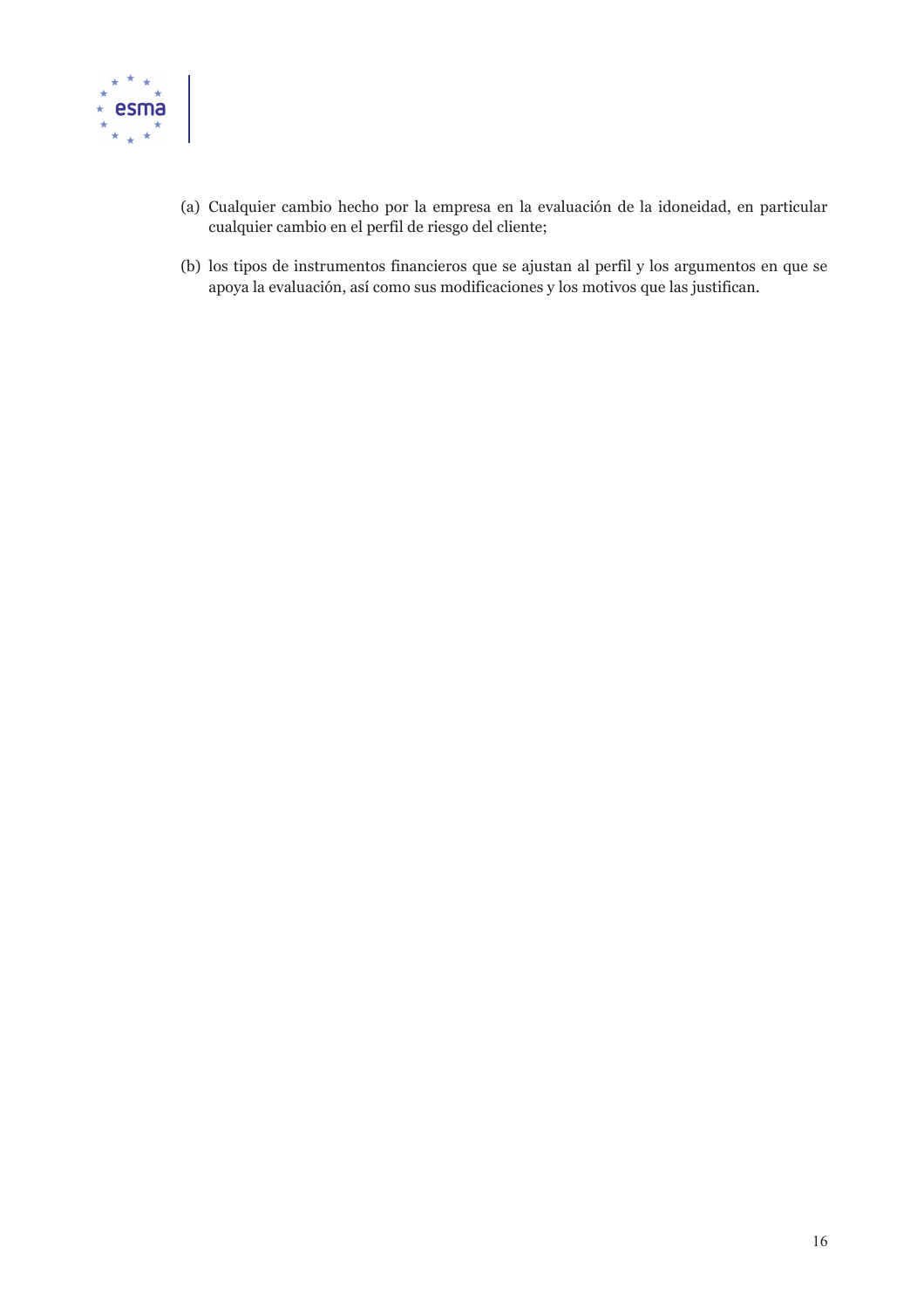(a) Cualquier cambio hecho por la empresa en la evaluación de la idoneidad, en particular cualquier cambio en el perfil de riesgo del cliente;

(b) los tipos de instrumentos financieros que se ajustan al perfil y los argumentos en que se apoya la evaluación, así como sus modificaciones y los motivos que las justifican.